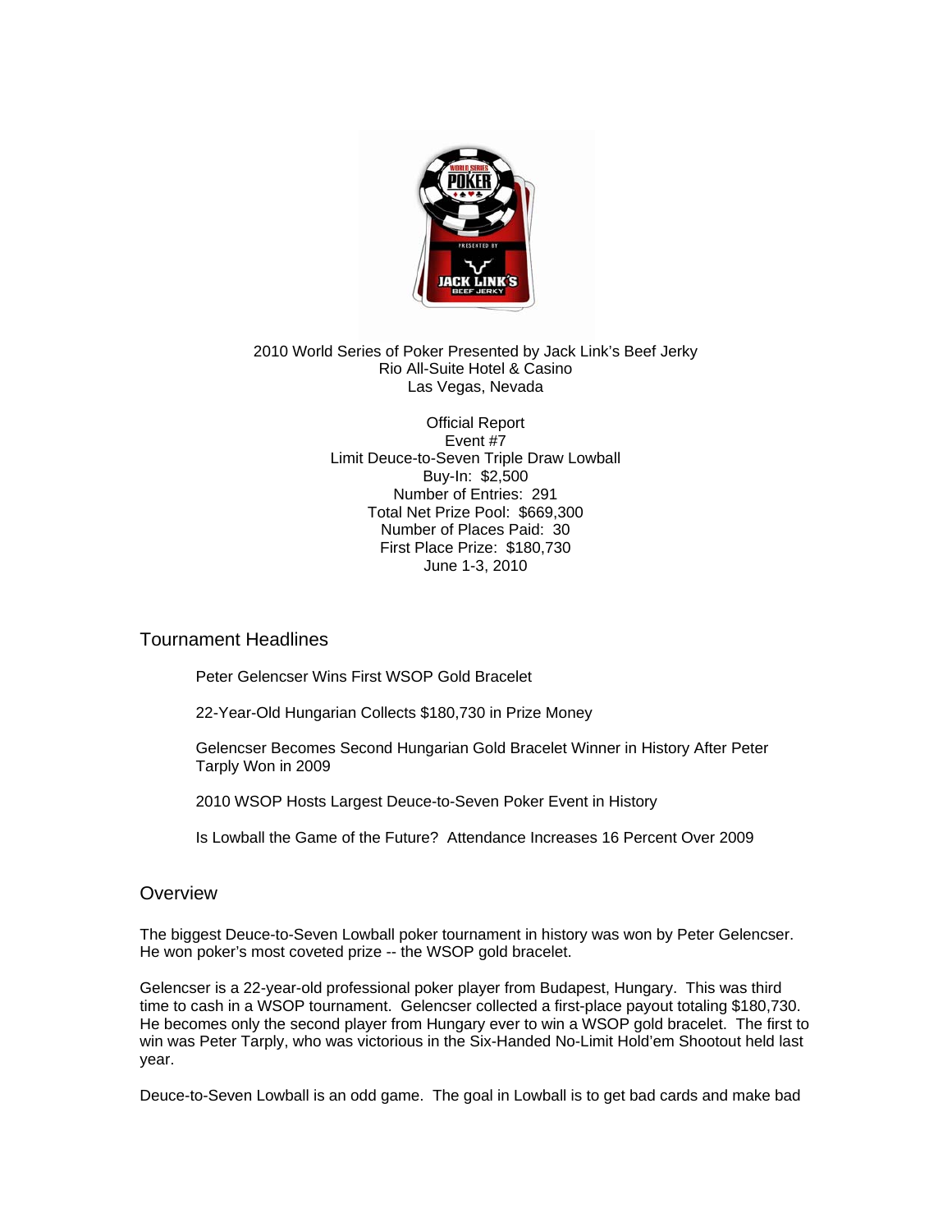2010 World Series of Poker Presented by Jack Link's Beef Jerky
Rio All-Suite Hotel & Casino
Las Vegas, Nevada

Official Report
Event #7
Limit Deuce-to-Seven Triple Draw Lowball
Buy-In: $2,500
Number of Entries: 291
Total Net Prize Pool: $669,300
Number of Places Paid: 30
First Place Prize: $180,730
June 1-3, 2010

## Tournament Headlines

Peter Gelencser Wins First WSOP Gold Bracelet

22-Year-Old Hungarian Collects $180,730 in Prize Money

Gelencser Becomes Second Hungarian Gold Bracelet Winner in History After Peter Tarply Won in 2009

2010 WSOP Hosts Largest Deuce-to-Seven Poker Event in History

Is Lowball the Game of the Future? Attendance Increases 16 Percent Over 2009

## Overview

The biggest Deuce-to-Seven Lowball poker tournament in history was won by Peter Gelencser. He won poker's most coveted prize -- the WSOP gold bracelet.

Gelencser is a 22-year-old professional poker player from Budapest, Hungary. This was third time to cash in a WSOP tournament. Gelencser collected a first-place payout totaling $180,730. He becomes only the second player from Hungary ever to win a WSOP gold bracelet. The first to win was Peter Tarply, who was victorious in the Six-Handed No-Limit Hold'em Shootout held last year.

Deuce-to-Seven Lowball is an odd game. The goal in Lowball is to get bad cards and make bad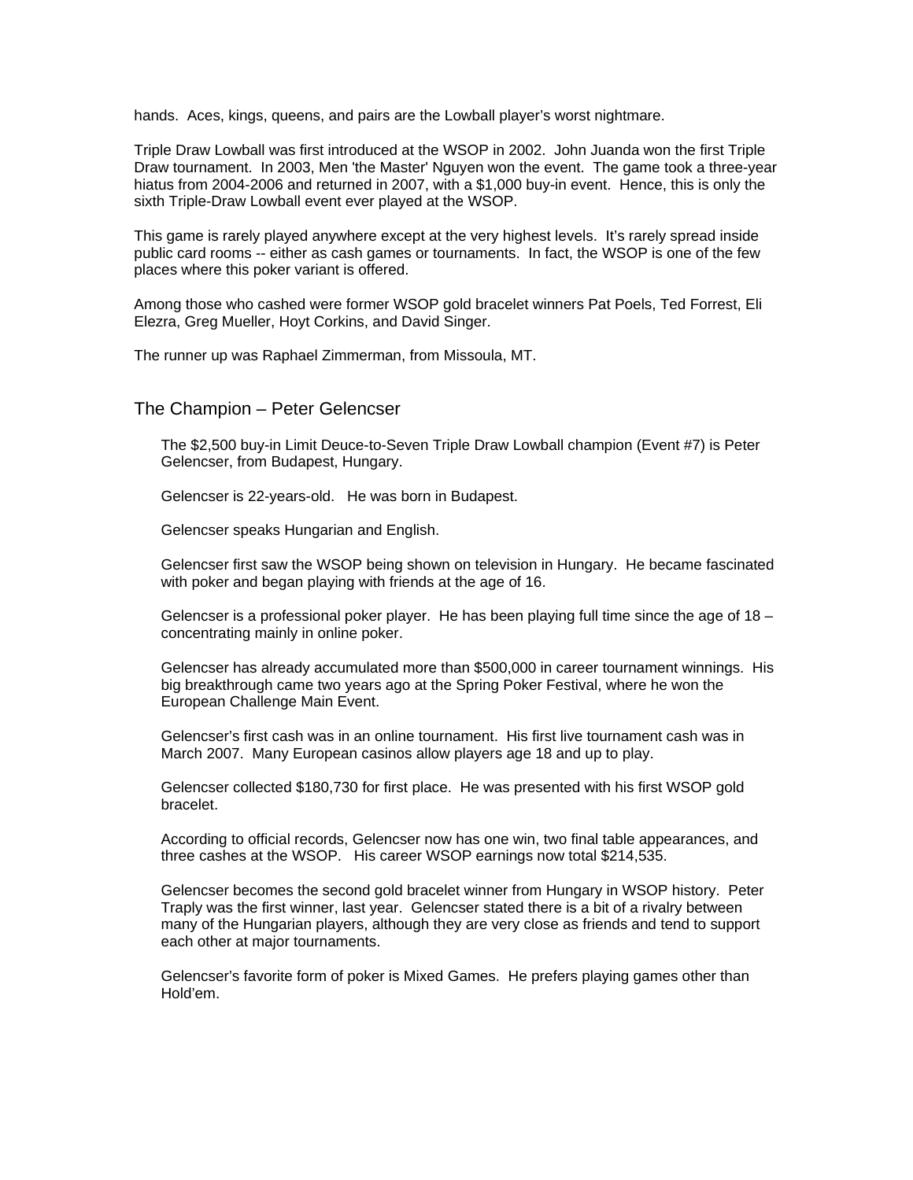hands. Aces, kings, queens, and pairs are the Lowball player's worst nightmare.

Triple Draw Lowball was first introduced at the WSOP in 2002. John Juanda won the first Triple Draw tournament. In 2003, Men 'the Master' Nguyen won the event. The game took a three-year hiatus from 2004-2006 and returned in 2007, with a $1,000 buy-in event. Hence, this is only the sixth Triple-Draw Lowball event ever played at the WSOP.

This game is rarely played anywhere except at the very highest levels. It's rarely spread inside public card rooms -- either as cash games or tournaments. In fact, the WSOP is one of the few places where this poker variant is offered.

Among those who cashed were former WSOP gold bracelet winners Pat Poels, Ted Forrest, Eli Elezra, Greg Mueller, Hoyt Corkins, and David Singer.

The runner up was Raphael Zimmerman, from Missoula, MT.

## The Champion – Peter Gelencser

The $2,500 buy-in Limit Deuce-to-Seven Triple Draw Lowball champion (Event #7) is Peter Gelencser, from Budapest, Hungary.

Gelencser is 22-years-old. He was born in Budapest.

Gelencser speaks Hungarian and English.

Gelencser first saw the WSOP being shown on television in Hungary. He became fascinated with poker and began playing with friends at the age of 16.

Gelencser is a professional poker player. He has been playing full time since the age of 18 – concentrating mainly in online poker.

Gelencser has already accumulated more than $500,000 in career tournament winnings. His big breakthrough came two years ago at the Spring Poker Festival, where he won the European Challenge Main Event.

Gelencser's first cash was in an online tournament. His first live tournament cash was in March 2007. Many European casinos allow players age 18 and up to play.

Gelencser collected $180,730 for first place. He was presented with his first WSOP gold bracelet.

According to official records, Gelencser now has one win, two final table appearances, and three cashes at the WSOP. His career WSOP earnings now total $214,535.

Gelencser becomes the second gold bracelet winner from Hungary in WSOP history. Peter Traply was the first winner, last year. Gelencser stated there is a bit of a rivalry between many of the Hungarian players, although they are very close as friends and tend to support each other at major tournaments.

Gelencser's favorite form of poker is Mixed Games. He prefers playing games other than Hold'em.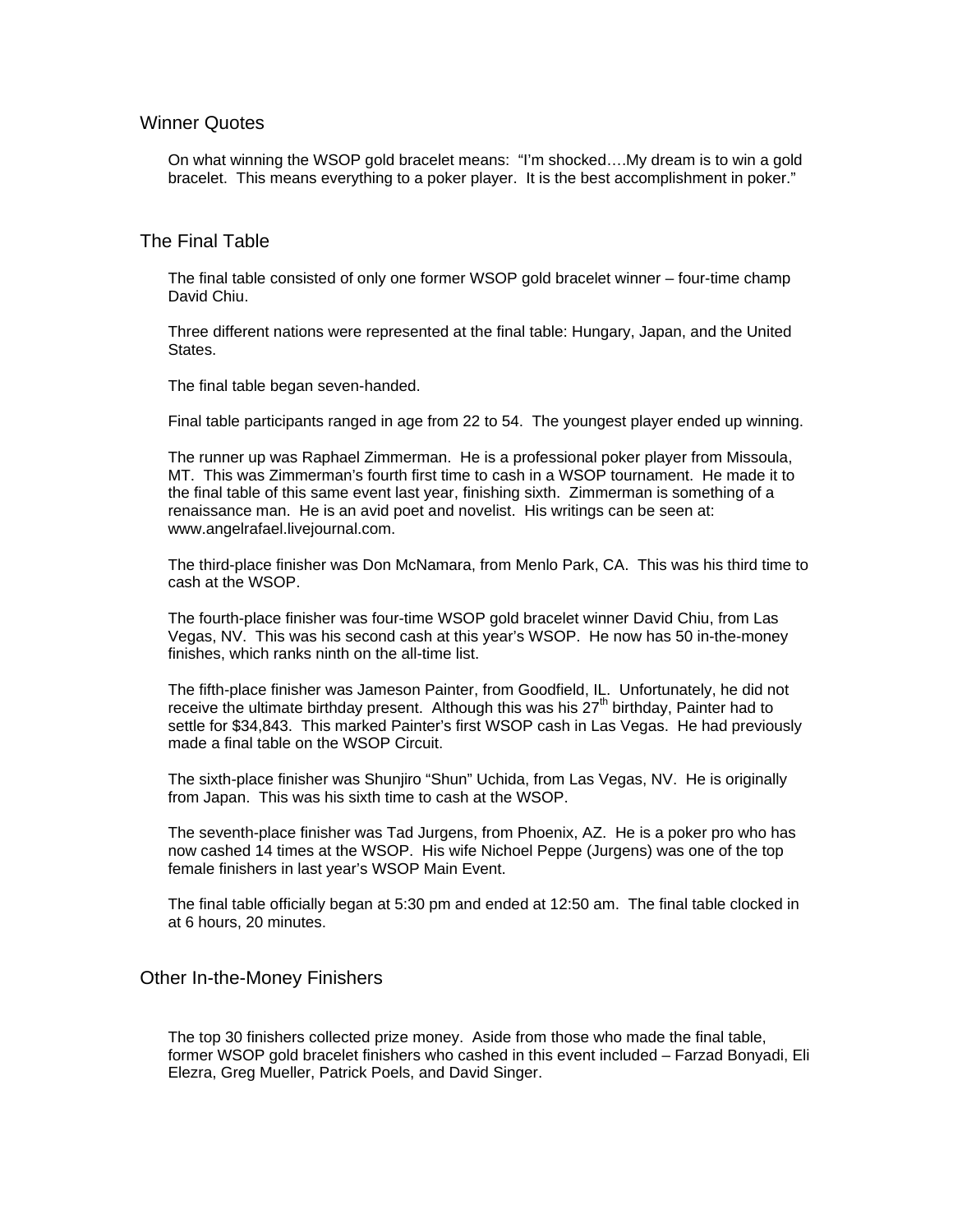## Winner Quotes

On what winning the WSOP gold bracelet means: "I'm shocked….My dream is to win a gold bracelet. This means everything to a poker player. It is the best accomplishment in poker."

## The Final Table

The final table consisted of only one former WSOP gold bracelet winner – four-time champ David Chiu.

Three different nations were represented at the final table: Hungary, Japan, and the United States.

The final table began seven-handed.

Final table participants ranged in age from 22 to 54. The youngest player ended up winning.

The runner up was Raphael Zimmerman. He is a professional poker player from Missoula, MT. This was Zimmerman's fourth first time to cash in a WSOP tournament. He made it to the final table of this same event last year, finishing sixth. Zimmerman is something of a renaissance man. He is an avid poet and novelist. His writings can be seen at: www.angelrafael.livejournal.com.

The third-place finisher was Don McNamara, from Menlo Park, CA. This was his third time to cash at the WSOP.

The fourth-place finisher was four-time WSOP gold bracelet winner David Chiu, from Las Vegas, NV. This was his second cash at this year's WSOP. He now has 50 in-the-money finishes, which ranks ninth on the all-time list.

The fifth-place finisher was Jameson Painter, from Goodfield, IL. Unfortunately, he did not receive the ultimate birthday present. Although this was his 27th birthday, Painter had to settle for $34,843. This marked Painter's first WSOP cash in Las Vegas. He had previously made a final table on the WSOP Circuit.

The sixth-place finisher was Shunjiro "Shun" Uchida, from Las Vegas, NV. He is originally from Japan. This was his sixth time to cash at the WSOP.

The seventh-place finisher was Tad Jurgens, from Phoenix, AZ. He is a poker pro who has now cashed 14 times at the WSOP. His wife Nichoel Peppe (Jurgens) was one of the top female finishers in last year's WSOP Main Event.

The final table officially began at 5:30 pm and ended at 12:50 am. The final table clocked in at 6 hours, 20 minutes.

## Other In-the-Money Finishers

The top 30 finishers collected prize money. Aside from those who made the final table, former WSOP gold bracelet finishers who cashed in this event included – Farzad Bonyadi, Eli Elezra, Greg Mueller, Patrick Poels, and David Singer.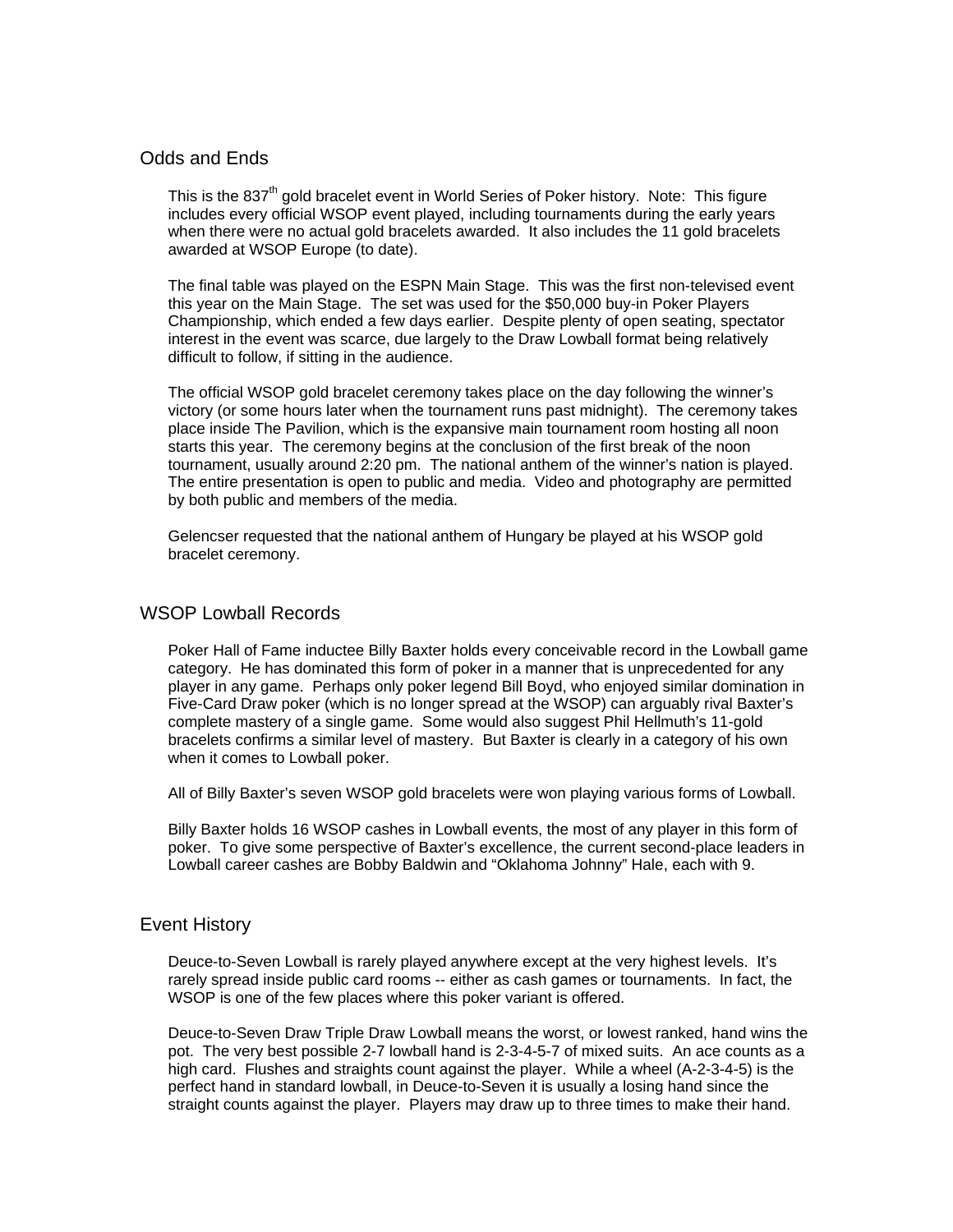## Odds and Ends

This is the 837th gold bracelet event in World Series of Poker history. Note: This figure includes every official WSOP event played, including tournaments during the early years when there were no actual gold bracelets awarded. It also includes the 11 gold bracelets awarded at WSOP Europe (to date).

The final table was played on the ESPN Main Stage. This was the first non-televised event this year on the Main Stage. The set was used for the $50,000 buy-in Poker Players Championship, which ended a few days earlier. Despite plenty of open seating, spectator interest in the event was scarce, due largely to the Draw Lowball format being relatively difficult to follow, if sitting in the audience.

The official WSOP gold bracelet ceremony takes place on the day following the winner's victory (or some hours later when the tournament runs past midnight). The ceremony takes place inside The Pavilion, which is the expansive main tournament room hosting all noon starts this year. The ceremony begins at the conclusion of the first break of the noon tournament, usually around 2:20 pm. The national anthem of the winner's nation is played. The entire presentation is open to public and media. Video and photography are permitted by both public and members of the media.

Gelencser requested that the national anthem of Hungary be played at his WSOP gold bracelet ceremony.

## WSOP Lowball Records

Poker Hall of Fame inductee Billy Baxter holds every conceivable record in the Lowball game category. He has dominated this form of poker in a manner that is unprecedented for any player in any game. Perhaps only poker legend Bill Boyd, who enjoyed similar domination in Five-Card Draw poker (which is no longer spread at the WSOP) can arguably rival Baxter's complete mastery of a single game. Some would also suggest Phil Hellmuth's 11-gold bracelets confirms a similar level of mastery. But Baxter is clearly in a category of his own when it comes to Lowball poker.

All of Billy Baxter's seven WSOP gold bracelets were won playing various forms of Lowball.

Billy Baxter holds 16 WSOP cashes in Lowball events, the most of any player in this form of poker. To give some perspective of Baxter's excellence, the current second-place leaders in Lowball career cashes are Bobby Baldwin and "Oklahoma Johnny" Hale, each with 9.

## Event History

Deuce-to-Seven Lowball is rarely played anywhere except at the very highest levels. It's rarely spread inside public card rooms -- either as cash games or tournaments. In fact, the WSOP is one of the few places where this poker variant is offered.

Deuce-to-Seven Draw Triple Draw Lowball means the worst, or lowest ranked, hand wins the pot. The very best possible 2-7 lowball hand is 2-3-4-5-7 of mixed suits. An ace counts as a high card. Flushes and straights count against the player. While a wheel (A-2-3-4-5) is the perfect hand in standard lowball, in Deuce-to-Seven it is usually a losing hand since the straight counts against the player. Players may draw up to three times to make their hand.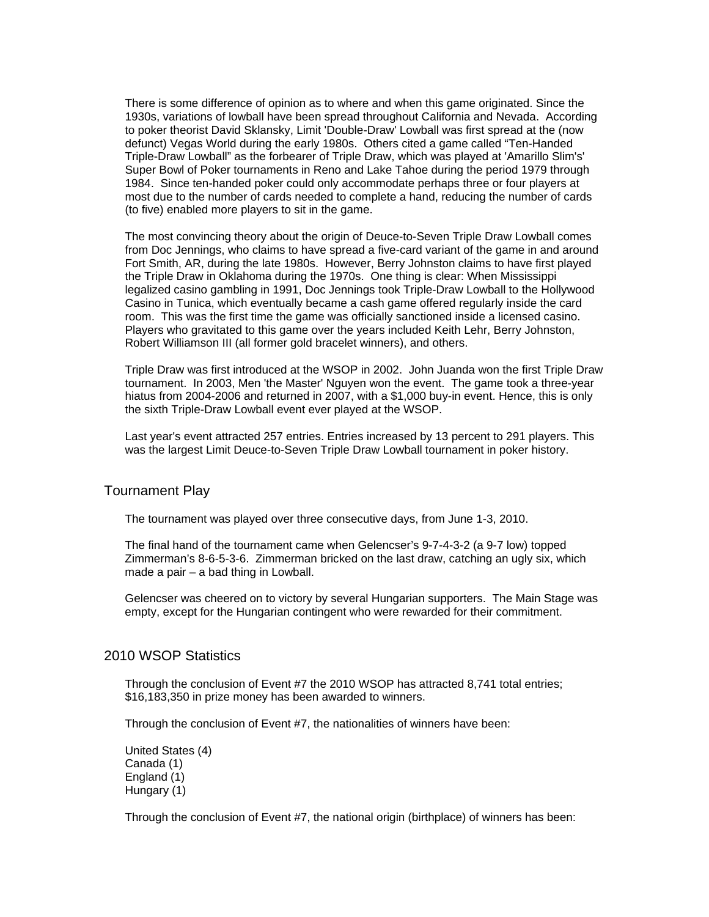There is some difference of opinion as to where and when this game originated. Since the 1930s, variations of lowball have been spread throughout California and Nevada. According to poker theorist David Sklansky, Limit 'Double-Draw' Lowball was first spread at the (now defunct) Vegas World during the early 1980s. Others cited a game called "Ten-Handed Triple-Draw Lowball" as the forbearer of Triple Draw, which was played at 'Amarillo Slim's' Super Bowl of Poker tournaments in Reno and Lake Tahoe during the period 1979 through 1984. Since ten-handed poker could only accommodate perhaps three or four players at most due to the number of cards needed to complete a hand, reducing the number of cards (to five) enabled more players to sit in the game.

The most convincing theory about the origin of Deuce-to-Seven Triple Draw Lowball comes from Doc Jennings, who claims to have spread a five-card variant of the game in and around Fort Smith, AR, during the late 1980s. However, Berry Johnston claims to have first played the Triple Draw in Oklahoma during the 1970s. One thing is clear: When Mississippi legalized casino gambling in 1991, Doc Jennings took Triple-Draw Lowball to the Hollywood Casino in Tunica, which eventually became a cash game offered regularly inside the card room. This was the first time the game was officially sanctioned inside a licensed casino. Players who gravitated to this game over the years included Keith Lehr, Berry Johnston, Robert Williamson III (all former gold bracelet winners), and others.

Triple Draw was first introduced at the WSOP in 2002. John Juanda won the first Triple Draw tournament. In 2003, Men 'the Master' Nguyen won the event. The game took a three-year hiatus from 2004-2006 and returned in 2007, with a $1,000 buy-in event. Hence, this is only the sixth Triple-Draw Lowball event ever played at the WSOP.

Last year's event attracted 257 entries. Entries increased by 13 percent to 291 players. This was the largest Limit Deuce-to-Seven Triple Draw Lowball tournament in poker history.

## Tournament Play

The tournament was played over three consecutive days, from June 1-3, 2010.

The final hand of the tournament came when Gelencser's 9-7-4-3-2 (a 9-7 low) topped Zimmerman's 8-6-5-3-6. Zimmerman bricked on the last draw, catching an ugly six, which made a pair – a bad thing in Lowball.

Gelencser was cheered on to victory by several Hungarian supporters. The Main Stage was empty, except for the Hungarian contingent who were rewarded for their commitment.

## 2010 WSOP Statistics

Through the conclusion of Event #7 the 2010 WSOP has attracted 8,741 total entries; $16,183,350 in prize money has been awarded to winners.

Through the conclusion of Event #7, the nationalities of winners have been:

United States (4)
Canada (1)
England (1)
Hungary (1)

Through the conclusion of Event #7, the national origin (birthplace) of winners has been: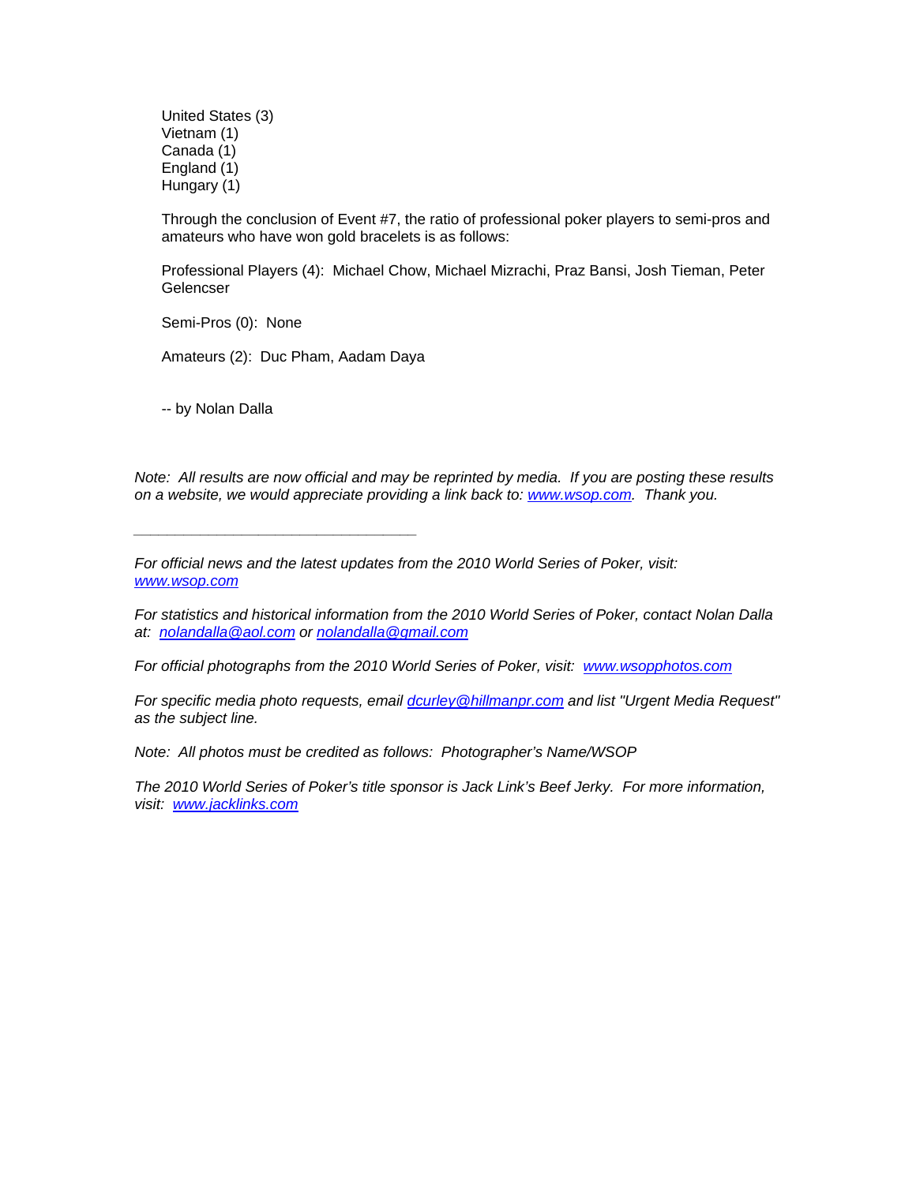United States (3)
Vietnam (1)
Canada (1)
England (1)
Hungary (1)

Through the conclusion of Event #7, the ratio of professional poker players to semi-pros and amateurs who have won gold bracelets is as follows:

Professional Players (4): Michael Chow, Michael Mizrachi, Praz Bansi, Josh Tieman, Peter Gelencser

Semi-Pros (0): None

Amateurs (2): Duc Pham, Aadam Daya

-- by Nolan Dalla

*Note: All results are now official and may be reprinted by media. If you are posting these results on a website, we would appreciate providing a link back to: www.wsop.com. Thank you.*

---

*For official news and the latest updates from the 2010 World Series of Poker, visit: www.wsop.com*

*For statistics and historical information from the 2010 World Series of Poker, contact Nolan Dalla at: nolandalla@aol.com or nolandalla@gmail.com*

*For official photographs from the 2010 World Series of Poker, visit: www.wsopphotos.com*

*For specific media photo requests, email dcurley@hillmanpr.com and list "Urgent Media Request" as the subject line.*

*Note: All photos must be credited as follows: Photographer's Name/WSOP*

*The 2010 World Series of Poker's title sponsor is Jack Link's Beef Jerky. For more information, visit: www.jacklinks.com*